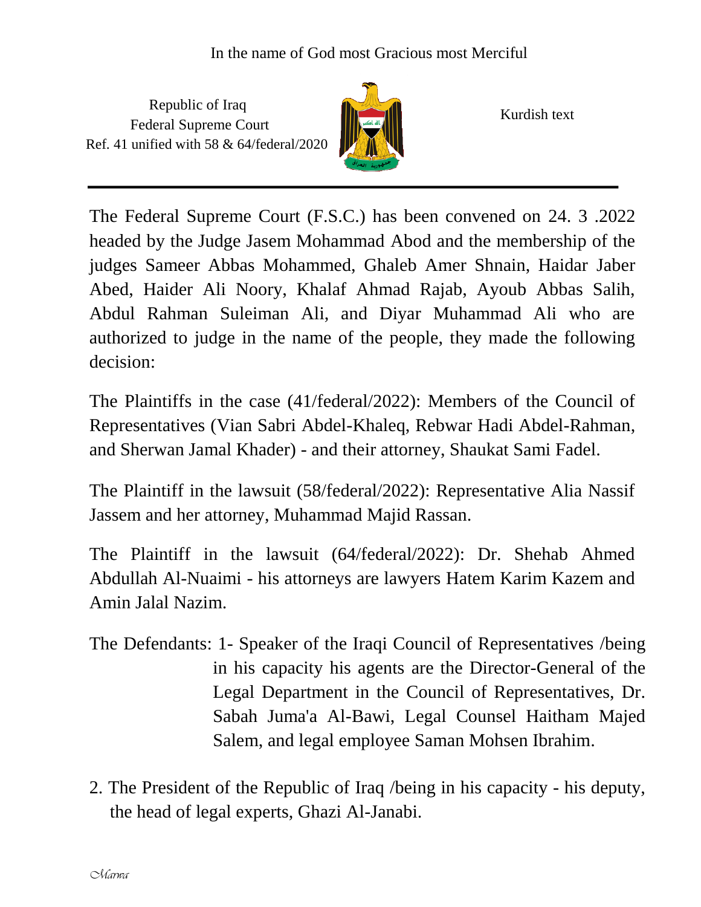In the name of God most Gracious most Merciful

Republic of Iraq
Federal Supreme Court
Ref. 41 unified with 58 & 64/federal/2020

Kurdish text

---

The Federal Supreme Court (F.S.C.) has been convened on 24. 3 .2022 headed by the Judge Jasem Mohammad Abod and the membership of the judges Sameer Abbas Mohammed, Ghaleb Amer Shnain, Haidar Jaber Abed, Haider Ali Noory, Khalaf Ahmad Rajab, Ayoub Abbas Salih, Abdul Rahman Suleiman Ali, and Diyar Muhammad Ali who are authorized to judge in the name of the people, they made the following decision:

The Plaintiffs in the case (41/federal/2022): Members of the Council of Representatives (Vian Sabri Abdel-Khaleq, Rebwar Hadi Abdel-Rahman, and Sherwan Jamal Khader) - and their attorney, Shaukat Sami Fadel.

The Plaintiff in the lawsuit (58/federal/2022): Representative Alia Nassif Jassem and her attorney, Muhammad Majid Rassan.

The Plaintiff in the lawsuit (64/federal/2022): Dr. Shehab Ahmed Abdullah Al-Nuaimi - his attorneys are lawyers Hatem Karim Kazem and Amin Jalal Nazim.

The Defendants: 1- Speaker of the Iraqi Council of Representatives /being in his capacity his agents are the Director-General of the Legal Department in the Council of Representatives, Dr. Sabah Juma'a Al-Bawi, Legal Counsel Haitham Majed Salem, and legal employee Saman Mohsen Ibrahim.

2. The President of the Republic of Iraq /being in his capacity - his deputy, the head of legal experts, Ghazi Al-Janabi.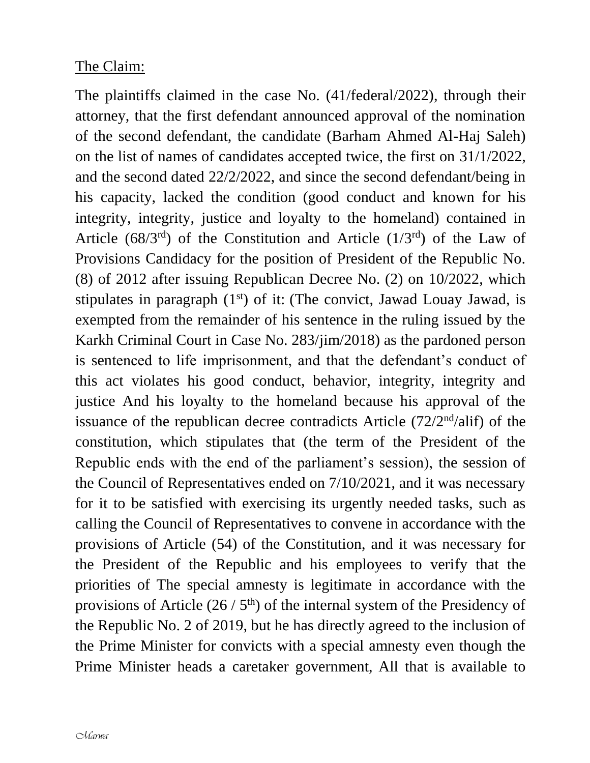The Claim:

The plaintiffs claimed in the case No. (41/federal/2022), through their attorney, that the first defendant announced approval of the nomination of the second defendant, the candidate (Barham Ahmed Al-Haj Saleh) on the list of names of candidates accepted twice, the first on 31/1/2022, and the second dated 22/2/2022, and since the second defendant/being in his capacity, lacked the condition (good conduct and known for his integrity, integrity, justice and loyalty to the homeland) contained in Article (68/3rd) of the Constitution and Article (1/3rd) of the Law of Provisions Candidacy for the position of President of the Republic No. (8) of 2012 after issuing Republican Decree No. (2) on 10/2022, which stipulates in paragraph (1st) of it: (The convict, Jawad Louay Jawad, is exempted from the remainder of his sentence in the ruling issued by the Karkh Criminal Court in Case No. 283/jim/2018) as the pardoned person is sentenced to life imprisonment, and that the defendant's conduct of this act violates his good conduct, behavior, integrity, integrity and justice And his loyalty to the homeland because his approval of the issuance of the republican decree contradicts Article (72/2nd/alif) of the constitution, which stipulates that (the term of the President of the Republic ends with the end of the parliament's session), the session of the Council of Representatives ended on 7/10/2021, and it was necessary for it to be satisfied with exercising its urgently needed tasks, such as calling the Council of Representatives to convene in accordance with the provisions of Article (54) of the Constitution, and it was necessary for the President of the Republic and his employees to verify that the priorities of The special amnesty is legitimate in accordance with the provisions of Article (26 / 5th) of the internal system of the Presidency of the Republic No. 2 of 2019, but he has directly agreed to the inclusion of the Prime Minister for convicts with a special amnesty even though the Prime Minister heads a caretaker government, All that is available to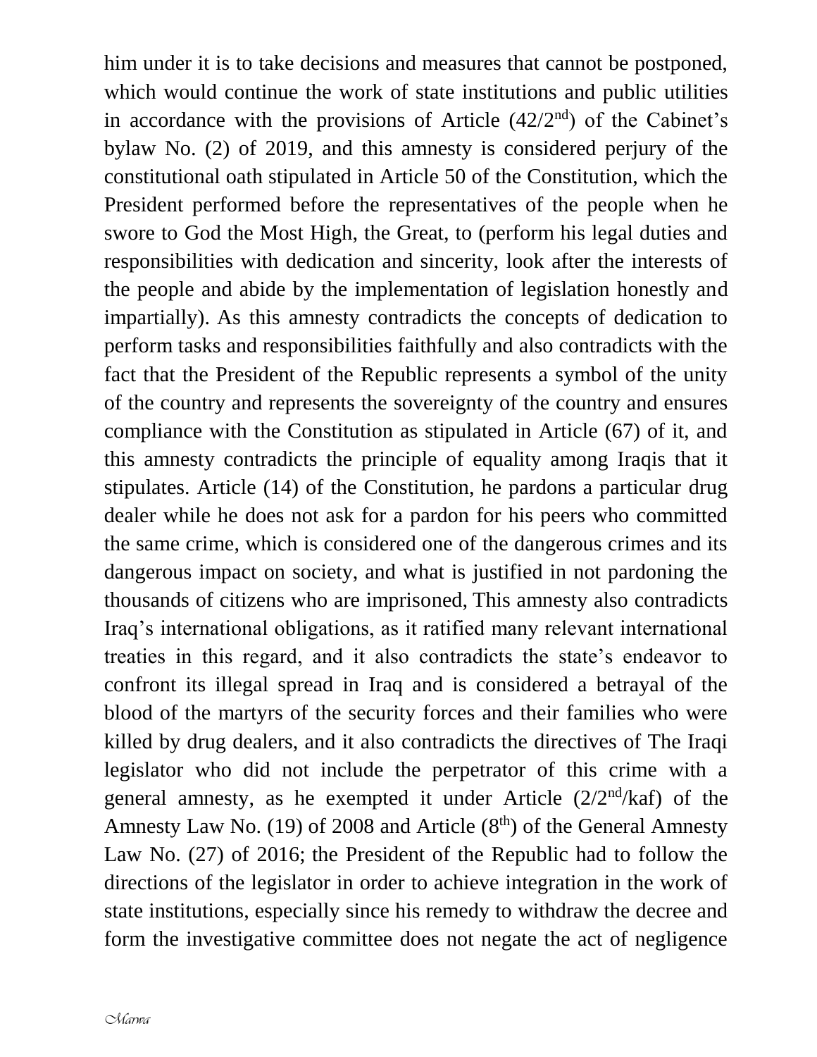him under it is to take decisions and measures that cannot be postponed, which would continue the work of state institutions and public utilities in accordance with the provisions of Article ($42/2^{nd}$) of the Cabinet's bylaw No. (2) of 2019, and this amnesty is considered perjury of the constitutional oath stipulated in Article 50 of the Constitution, which the President performed before the representatives of the people when he swore to God the Most High, the Great, to (perform his legal duties and responsibilities with dedication and sincerity, look after the interests of the people and abide by the implementation of legislation honestly and impartially). As this amnesty contradicts the concepts of dedication to perform tasks and responsibilities faithfully and also contradicts with the fact that the President of the Republic represents a symbol of the unity of the country and represents the sovereignty of the country and ensures compliance with the Constitution as stipulated in Article (67) of it, and this amnesty contradicts the principle of equality among Iraqis that it stipulates. Article (14) of the Constitution, he pardons a particular drug dealer while he does not ask for a pardon for his peers who committed the same crime, which is considered one of the dangerous crimes and its dangerous impact on society, and what is justified in not pardoning the thousands of citizens who are imprisoned, This amnesty also contradicts Iraq's international obligations, as it ratified many relevant international treaties in this regard, and it also contradicts the state's endeavor to confront its illegal spread in Iraq and is considered a betrayal of the blood of the martyrs of the security forces and their families who were killed by drug dealers, and it also contradicts the directives of The Iraqi legislator who did not include the perpetrator of this crime with a general amnesty, as he exempted it under Article ($2/2^{nd}$/kaf) of the Amnesty Law No. (19) of 2008 and Article ($8^{th}$) of the General Amnesty Law No. (27) of 2016; the President of the Republic had to follow the directions of the legislator in order to achieve integration in the work of state institutions, especially since his remedy to withdraw the decree and form the investigative committee does not negate the act of negligence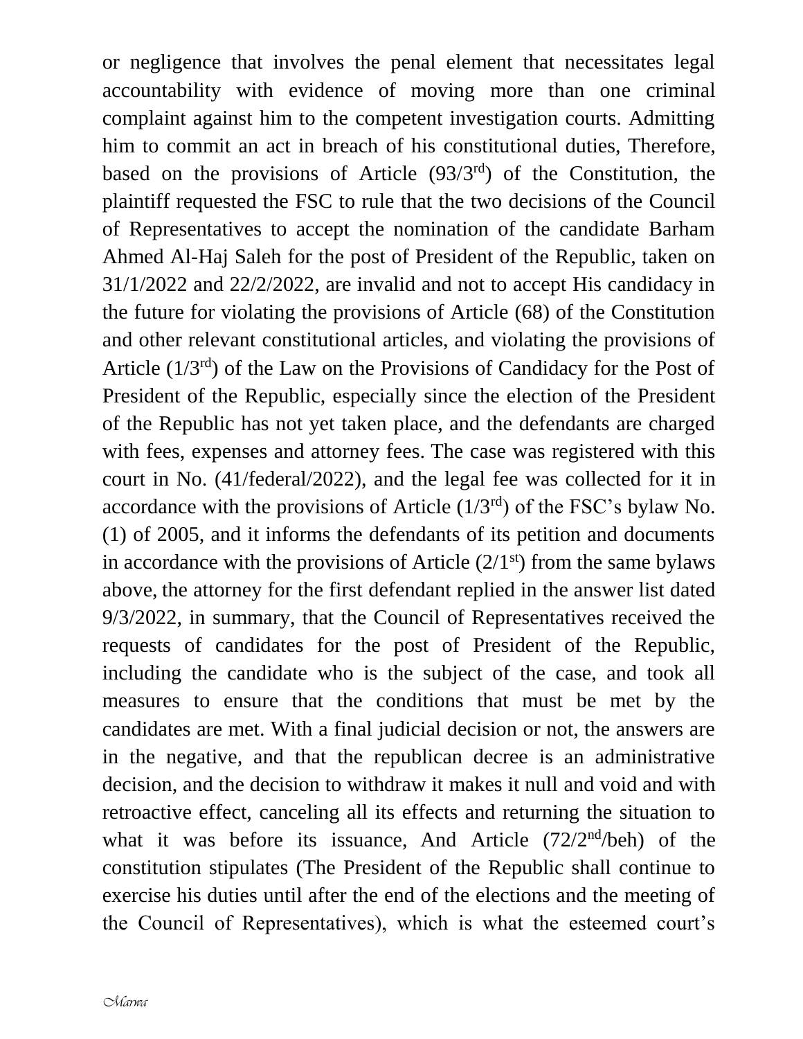or negligence that involves the penal element that necessitates legal accountability with evidence of moving more than one criminal complaint against him to the competent investigation courts. Admitting him to commit an act in breach of his constitutional duties, Therefore, based on the provisions of Article (93/3rd) of the Constitution, the plaintiff requested the FSC to rule that the two decisions of the Council of Representatives to accept the nomination of the candidate Barham Ahmed Al-Haj Saleh for the post of President of the Republic, taken on 31/1/2022 and 22/2/2022, are invalid and not to accept His candidacy in the future for violating the provisions of Article (68) of the Constitution and other relevant constitutional articles, and violating the provisions of Article (1/3rd) of the Law on the Provisions of Candidacy for the Post of President of the Republic, especially since the election of the President of the Republic has not yet taken place, and the defendants are charged with fees, expenses and attorney fees. The case was registered with this court in No. (41/federal/2022), and the legal fee was collected for it in accordance with the provisions of Article (1/3rd) of the FSC's bylaw No. (1) of 2005, and it informs the defendants of its petition and documents in accordance with the provisions of Article (2/1st) from the same bylaws above, the attorney for the first defendant replied in the answer list dated 9/3/2022, in summary, that the Council of Representatives received the requests of candidates for the post of President of the Republic, including the candidate who is the subject of the case, and took all measures to ensure that the conditions that must be met by the candidates are met. With a final judicial decision or not, the answers are in the negative, and that the republican decree is an administrative decision, and the decision to withdraw it makes it null and void and with retroactive effect, canceling all its effects and returning the situation to what it was before its issuance, And Article (72/2nd/beh) of the constitution stipulates (The President of the Republic shall continue to exercise his duties until after the end of the elections and the meeting of the Council of Representatives), which is what the esteemed court's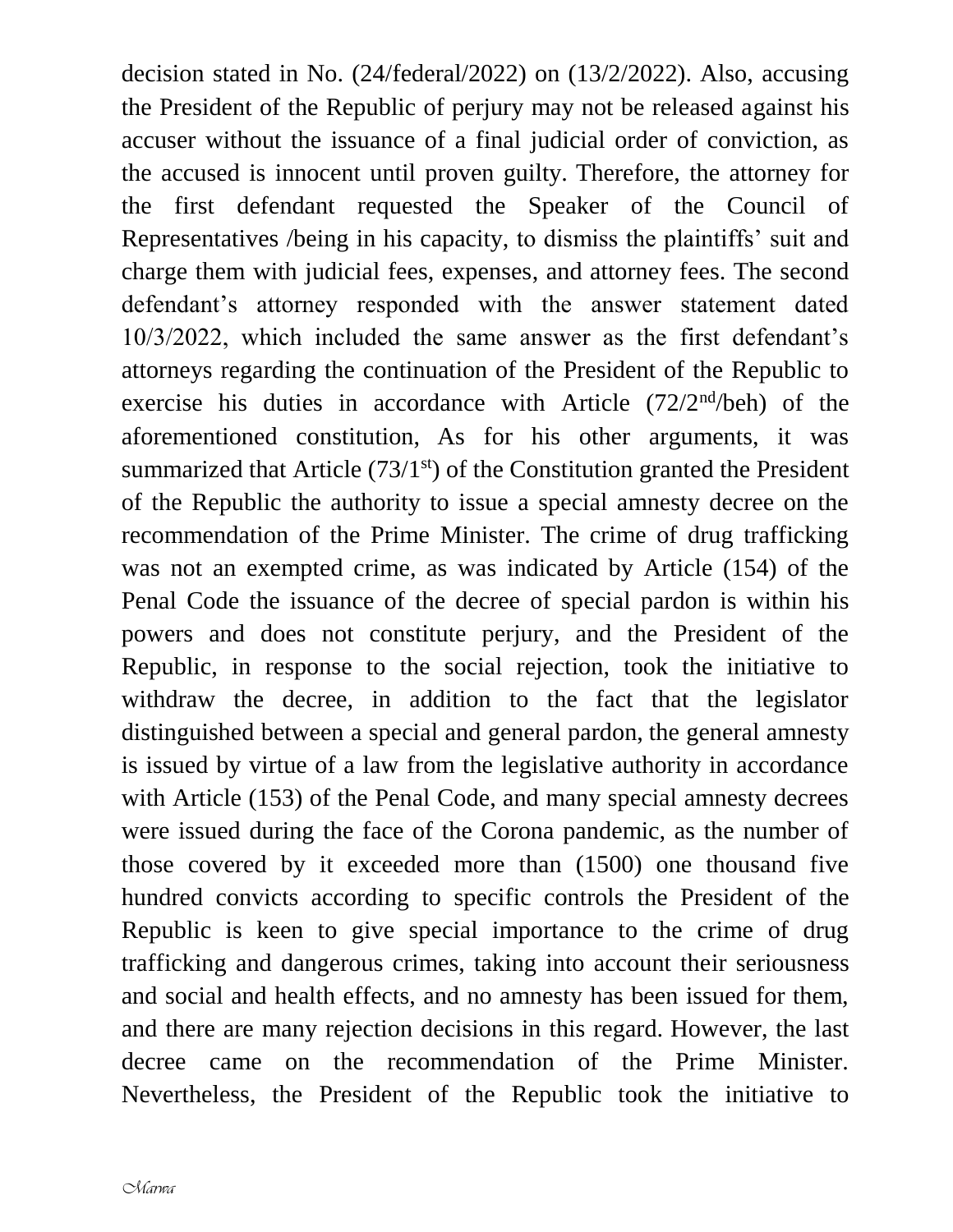decision stated in No. (24/federal/2022) on (13/2/2022). Also, accusing the President of the Republic of perjury may not be released against his accuser without the issuance of a final judicial order of conviction, as the accused is innocent until proven guilty. Therefore, the attorney for the first defendant requested the Speaker of the Council of Representatives /being in his capacity, to dismiss the plaintiffs' suit and charge them with judicial fees, expenses, and attorney fees. The second defendant's attorney responded with the answer statement dated 10/3/2022, which included the same answer as the first defendant's attorneys regarding the continuation of the President of the Republic to exercise his duties in accordance with Article (72/2nd/beh) of the aforementioned constitution, As for his other arguments, it was summarized that Article (73/1st) of the Constitution granted the President of the Republic the authority to issue a special amnesty decree on the recommendation of the Prime Minister. The crime of drug trafficking was not an exempted crime, as was indicated by Article (154) of the Penal Code the issuance of the decree of special pardon is within his powers and does not constitute perjury, and the President of the Republic, in response to the social rejection, took the initiative to withdraw the decree, in addition to the fact that the legislator distinguished between a special and general pardon, the general amnesty is issued by virtue of a law from the legislative authority in accordance with Article (153) of the Penal Code, and many special amnesty decrees were issued during the face of the Corona pandemic, as the number of those covered by it exceeded more than (1500) one thousand five hundred convicts according to specific controls the President of the Republic is keen to give special importance to the crime of drug trafficking and dangerous crimes, taking into account their seriousness and social and health effects, and no amnesty has been issued for them, and there are many rejection decisions in this regard. However, the last decree came on the recommendation of the Prime Minister. Nevertheless, the President of the Republic took the initiative to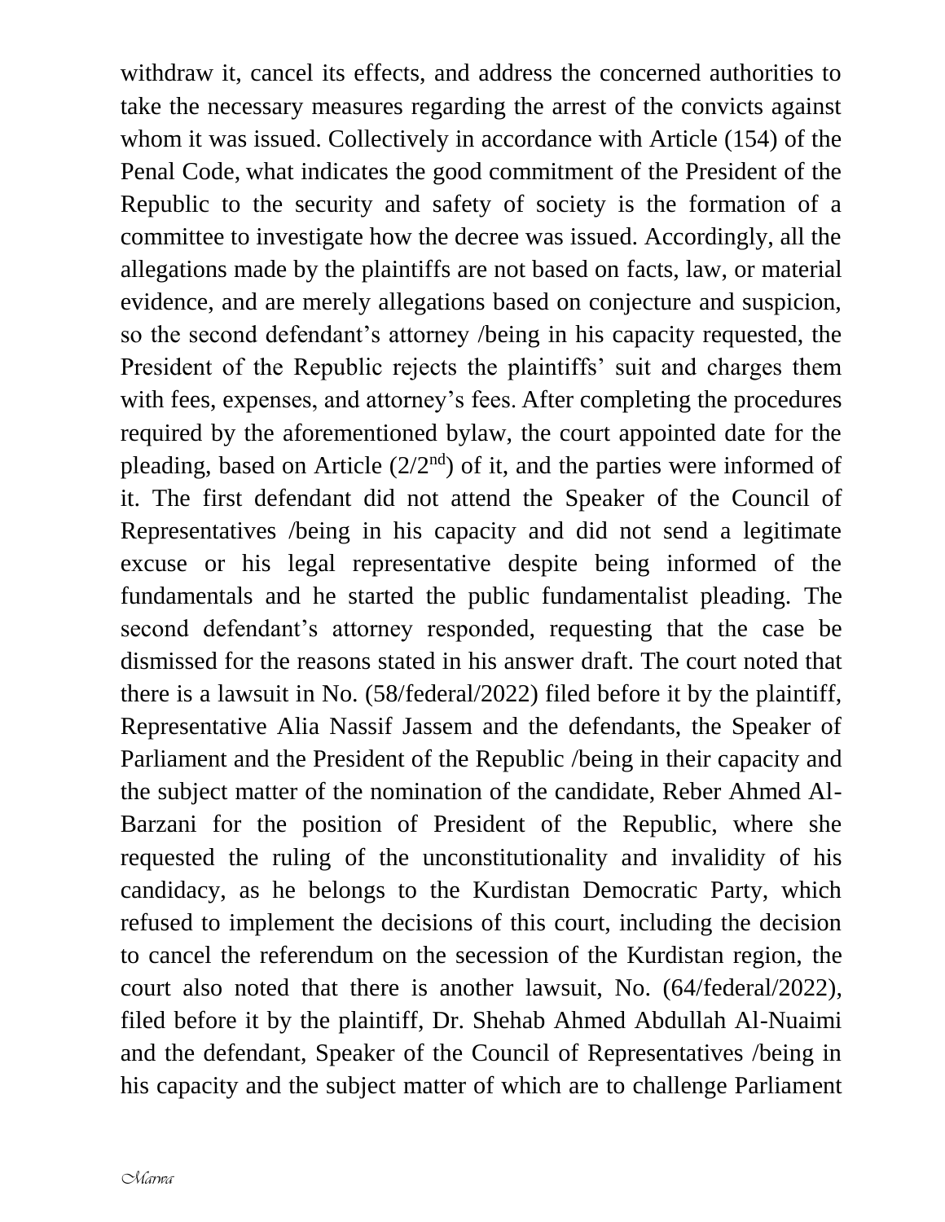withdraw it, cancel its effects, and address the concerned authorities to take the necessary measures regarding the arrest of the convicts against whom it was issued. Collectively in accordance with Article (154) of the Penal Code, what indicates the good commitment of the President of the Republic to the security and safety of society is the formation of a committee to investigate how the decree was issued. Accordingly, all the allegations made by the plaintiffs are not based on facts, law, or material evidence, and are merely allegations based on conjecture and suspicion, so the second defendant's attorney /being in his capacity requested, the President of the Republic rejects the plaintiffs' suit and charges them with fees, expenses, and attorney's fees. After completing the procedures required by the aforementioned bylaw, the court appointed date for the pleading, based on Article (2/2nd) of it, and the parties were informed of it. The first defendant did not attend the Speaker of the Council of Representatives /being in his capacity and did not send a legitimate excuse or his legal representative despite being informed of the fundamentals and he started the public fundamentalist pleading. The second defendant's attorney responded, requesting that the case be dismissed for the reasons stated in his answer draft. The court noted that there is a lawsuit in No. (58/federal/2022) filed before it by the plaintiff, Representative Alia Nassif Jassem and the defendants, the Speaker of Parliament and the President of the Republic /being in their capacity and the subject matter of the nomination of the candidate, Reber Ahmed Al-Barzani for the position of President of the Republic, where she requested the ruling of the unconstitutionality and invalidity of his candidacy, as he belongs to the Kurdistan Democratic Party, which refused to implement the decisions of this court, including the decision to cancel the referendum on the secession of the Kurdistan region, the court also noted that there is another lawsuit, No. (64/federal/2022), filed before it by the plaintiff, Dr. Shehab Ahmed Abdullah Al-Nuaimi and the defendant, Speaker of the Council of Representatives /being in his capacity and the subject matter of which are to challenge Parliament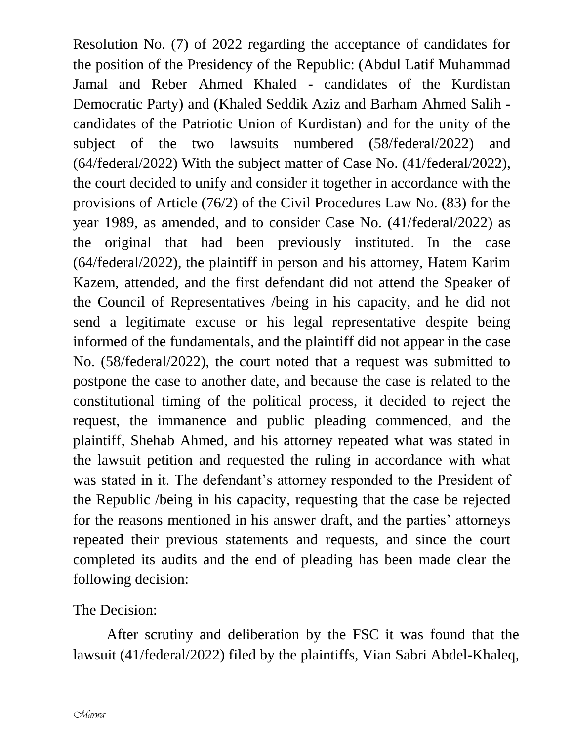Resolution No. (7) of 2022 regarding the acceptance of candidates for the position of the Presidency of the Republic: (Abdul Latif Muhammad Jamal and Reber Ahmed Khaled - candidates of the Kurdistan Democratic Party) and (Khaled Seddik Aziz and Barham Ahmed Salih - candidates of the Patriotic Union of Kurdistan) and for the unity of the subject of the two lawsuits numbered (58/federal/2022) and (64/federal/2022) With the subject matter of Case No. (41/federal/2022), the court decided to unify and consider it together in accordance with the provisions of Article (76/2) of the Civil Procedures Law No. (83) for the year 1989, as amended, and to consider Case No. (41/federal/2022) as the original that had been previously instituted. In the case (64/federal/2022), the plaintiff in person and his attorney, Hatem Karim Kazem, attended, and the first defendant did not attend the Speaker of the Council of Representatives /being in his capacity, and he did not send a legitimate excuse or his legal representative despite being informed of the fundamentals, and the plaintiff did not appear in the case No. (58/federal/2022), the court noted that a request was submitted to postpone the case to another date, and because the case is related to the constitutional timing of the political process, it decided to reject the request, the immanence and public pleading commenced, and the plaintiff, Shehab Ahmed, and his attorney repeated what was stated in the lawsuit petition and requested the ruling in accordance with what was stated in it. The defendant's attorney responded to the President of the Republic /being in his capacity, requesting that the case be rejected for the reasons mentioned in his answer draft, and the parties' attorneys repeated their previous statements and requests, and since the court completed its audits and the end of pleading has been made clear the following decision:

<u>The Decision:</u>

After scrutiny and deliberation by the FSC it was found that the lawsuit (41/federal/2022) filed by the plaintiffs, Vian Sabri Abdel-Khaleq,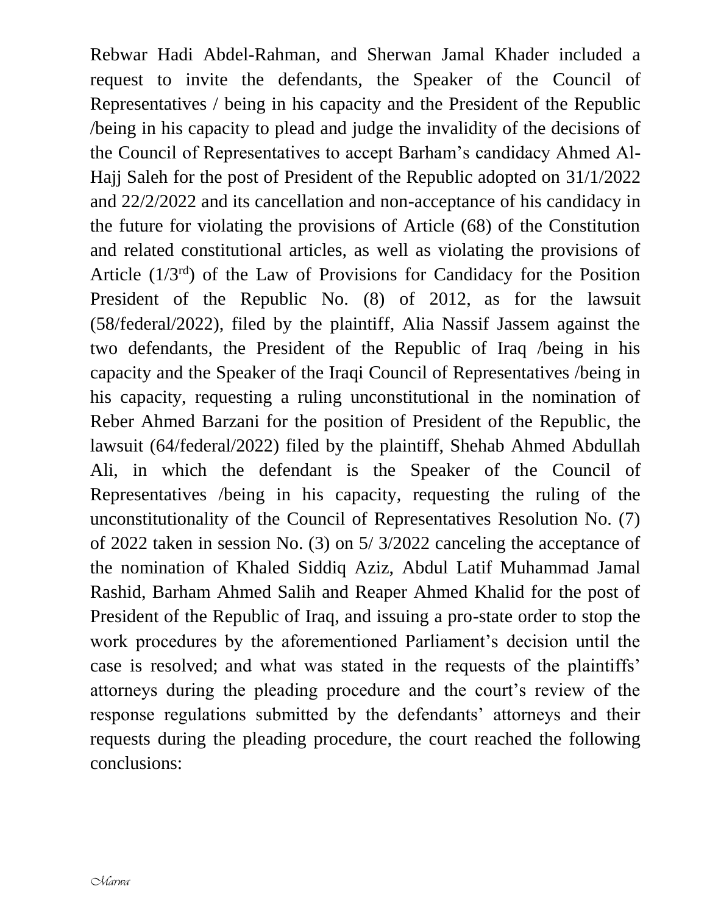Rebwar Hadi Abdel-Rahman, and Sherwan Jamal Khader included a request to invite the defendants, the Speaker of the Council of Representatives / being in his capacity and the President of the Republic /being in his capacity to plead and judge the invalidity of the decisions of the Council of Representatives to accept Barham's candidacy Ahmed Al-Hajj Saleh for the post of President of the Republic adopted on 31/1/2022 and 22/2/2022 and its cancellation and non-acceptance of his candidacy in the future for violating the provisions of Article (68) of the Constitution and related constitutional articles, as well as violating the provisions of Article (1/3rd) of the Law of Provisions for Candidacy for the Position President of the Republic No. (8) of 2012, as for the lawsuit (58/federal/2022), filed by the plaintiff, Alia Nassif Jassem against the two defendants, the President of the Republic of Iraq /being in his capacity and the Speaker of the Iraqi Council of Representatives /being in his capacity, requesting a ruling unconstitutional in the nomination of Reber Ahmed Barzani for the position of President of the Republic, the lawsuit (64/federal/2022) filed by the plaintiff, Shehab Ahmed Abdullah Ali, in which the defendant is the Speaker of the Council of Representatives /being in his capacity, requesting the ruling of the unconstitutionality of the Council of Representatives Resolution No. (7) of 2022 taken in session No. (3) on 5/ 3/2022 canceling the acceptance of the nomination of Khaled Siddiq Aziz, Abdul Latif Muhammad Jamal Rashid, Barham Ahmed Salih and Reaper Ahmed Khalid for the post of President of the Republic of Iraq, and issuing a pro-state order to stop the work procedures by the aforementioned Parliament's decision until the case is resolved; and what was stated in the requests of the plaintiffs' attorneys during the pleading procedure and the court's review of the response regulations submitted by the defendants' attorneys and their requests during the pleading procedure, the court reached the following conclusions: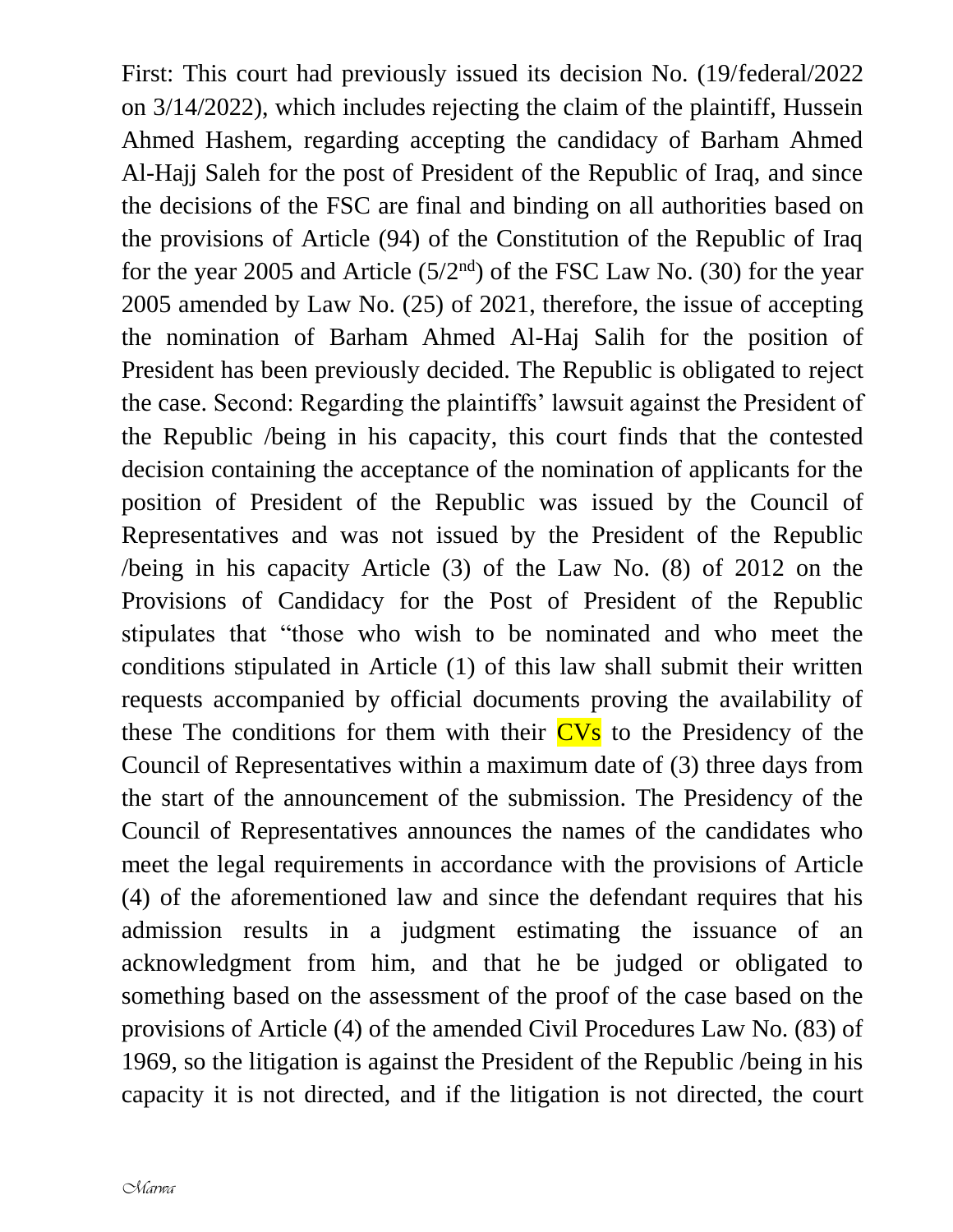First: This court had previously issued its decision No. (19/federal/2022 on 3/14/2022), which includes rejecting the claim of the plaintiff, Hussein Ahmed Hashem, regarding accepting the candidacy of Barham Ahmed Al-Hajj Saleh for the post of President of the Republic of Iraq, and since the decisions of the FSC are final and binding on all authorities based on the provisions of Article (94) of the Constitution of the Republic of Iraq for the year 2005 and Article (5/2nd) of the FSC Law No. (30) for the year 2005 amended by Law No. (25) of 2021, therefore, the issue of accepting the nomination of Barham Ahmed Al-Haj Salih for the position of President has been previously decided. The Republic is obligated to reject the case. Second: Regarding the plaintiffs' lawsuit against the President of the Republic /being in his capacity, this court finds that the contested decision containing the acceptance of the nomination of applicants for the position of President of the Republic was issued by the Council of Representatives and was not issued by the President of the Republic /being in his capacity Article (3) of the Law No. (8) of 2012 on the Provisions of Candidacy for the Post of President of the Republic stipulates that "those who wish to be nominated and who meet the conditions stipulated in Article (1) of this law shall submit their written requests accompanied by official documents proving the availability of these The conditions for them with their CVs to the Presidency of the Council of Representatives within a maximum date of (3) three days from the start of the announcement of the submission. The Presidency of the Council of Representatives announces the names of the candidates who meet the legal requirements in accordance with the provisions of Article (4) of the aforementioned law and since the defendant requires that his admission results in a judgment estimating the issuance of an acknowledgment from him, and that he be judged or obligated to something based on the assessment of the proof of the case based on the provisions of Article (4) of the amended Civil Procedures Law No. (83) of 1969, so the litigation is against the President of the Republic /being in his capacity it is not directed, and if the litigation is not directed, the court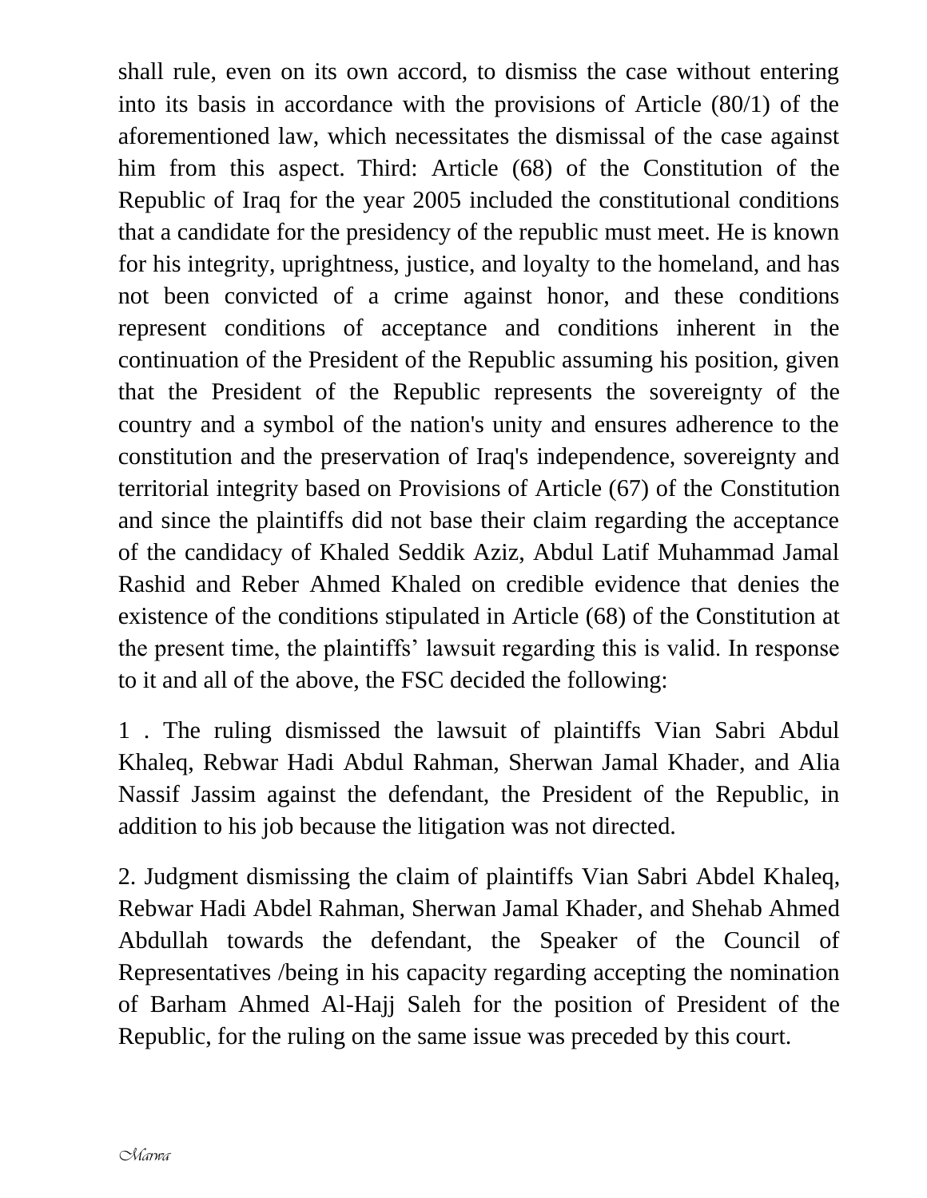shall rule, even on its own accord, to dismiss the case without entering into its basis in accordance with the provisions of Article (80/1) of the aforementioned law, which necessitates the dismissal of the case against him from this aspect. Third: Article (68) of the Constitution of the Republic of Iraq for the year 2005 included the constitutional conditions that a candidate for the presidency of the republic must meet. He is known for his integrity, uprightness, justice, and loyalty to the homeland, and has not been convicted of a crime against honor, and these conditions represent conditions of acceptance and conditions inherent in the continuation of the President of the Republic assuming his position, given that the President of the Republic represents the sovereignty of the country and a symbol of the nation's unity and ensures adherence to the constitution and the preservation of Iraq's independence, sovereignty and territorial integrity based on Provisions of Article (67) of the Constitution and since the plaintiffs did not base their claim regarding the acceptance of the candidacy of Khaled Seddik Aziz, Abdul Latif Muhammad Jamal Rashid and Reber Ahmed Khaled on credible evidence that denies the existence of the conditions stipulated in Article (68) of the Constitution at the present time, the plaintiffs' lawsuit regarding this is valid. In response to it and all of the above, the FSC decided the following:

1 . The ruling dismissed the lawsuit of plaintiffs Vian Sabri Abdul Khaleq, Rebwar Hadi Abdul Rahman, Sherwan Jamal Khader, and Alia Nassif Jassim against the defendant, the President of the Republic, in addition to his job because the litigation was not directed.

2. Judgment dismissing the claim of plaintiffs Vian Sabri Abdel Khaleq, Rebwar Hadi Abdel Rahman, Sherwan Jamal Khader, and Shehab Ahmed Abdullah towards the defendant, the Speaker of the Council of Representatives /being in his capacity regarding accepting the nomination of Barham Ahmed Al-Hajj Saleh for the position of President of the Republic, for the ruling on the same issue was preceded by this court.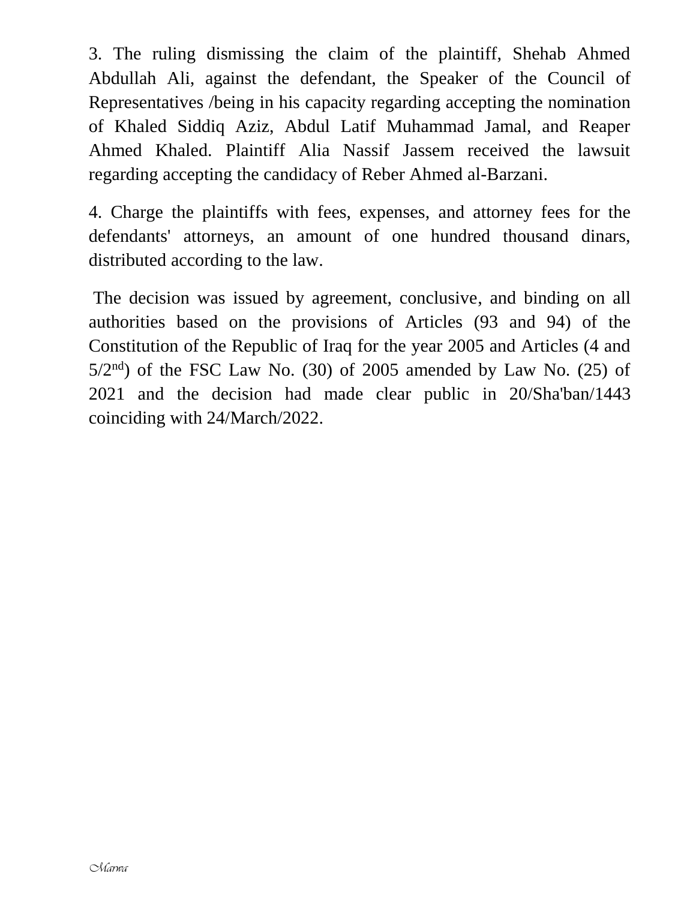3. The ruling dismissing the claim of the plaintiff, Shehab Ahmed Abdullah Ali, against the defendant, the Speaker of the Council of Representatives /being in his capacity regarding accepting the nomination of Khaled Siddiq Aziz, Abdul Latif Muhammad Jamal, and Reaper Ahmed Khaled. Plaintiff Alia Nassif Jassem received the lawsuit regarding accepting the candidacy of Reber Ahmed al-Barzani.

4. Charge the plaintiffs with fees, expenses, and attorney fees for the defendants' attorneys, an amount of one hundred thousand dinars, distributed according to the law.

The decision was issued by agreement, conclusive, and binding on all authorities based on the provisions of Articles (93 and 94) of the Constitution of the Republic of Iraq for the year 2005 and Articles (4 and 5/2nd) of the FSC Law No. (30) of 2005 amended by Law No. (25) of 2021 and the decision had made clear public in 20/Sha'ban/1443 coinciding with 24/March/2022.